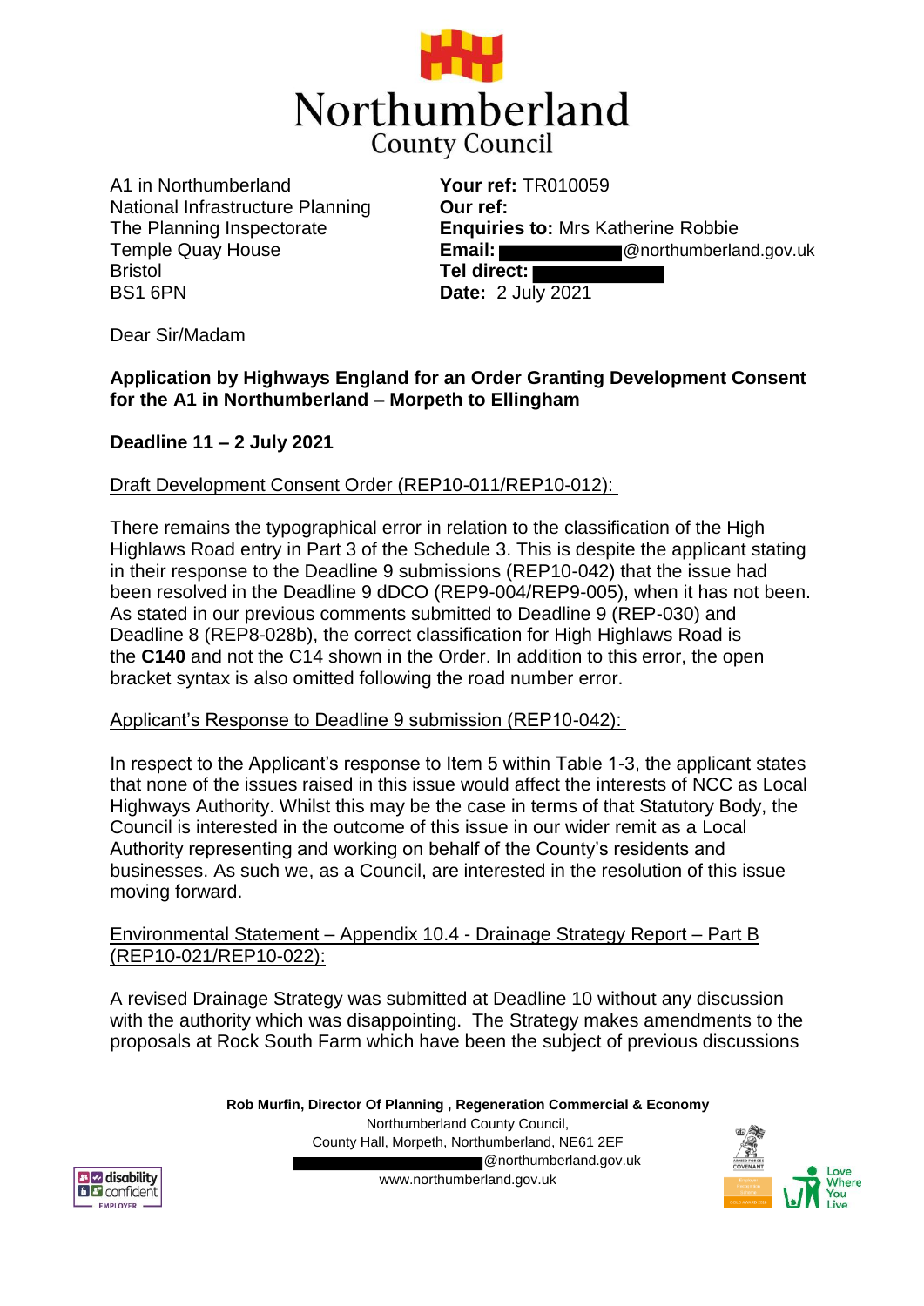# Northumberland County Council

A1 in Northumberland
National Infrastructure Planning
The Planning Inspectorate
Temple Quay House
Bristol
BS1 6PN

**Your ref:** TR010059
**Our ref:**
**Enquiries to:** Mrs Katherine Robbie
**Email:** @northumberland.gov.uk
**Tel direct:**
**Date:** 2 July 2021

Dear Sir/Madam

**Application by Highways England for an Order Granting Development Consent for the A1 in Northumberland – Morpeth to Ellingham**

**Deadline 11 – 2 July 2021**

Draft Development Consent Order (REP10-011/REP10-012):

There remains the typographical error in relation to the classification of the High Highlaws Road entry in Part 3 of the Schedule 3. This is despite the applicant stating in their response to the Deadline 9 submissions (REP10-042) that the issue had been resolved in the Deadline 9 dDCO (REP9-004/REP9-005), when it has not been. As stated in our previous comments submitted to Deadline 9 (REP-030) and Deadline 8 (REP8-028b), the correct classification for High Highlaws Road is the **C140** and not the C14 shown in the Order. In addition to this error, the open bracket syntax is also omitted following the road number error.

Applicant's Response to Deadline 9 submission (REP10-042):

In respect to the Applicant's response to Item 5 within Table 1-3, the applicant states that none of the issues raised in this issue would affect the interests of NCC as Local Highways Authority. Whilst this may be the case in terms of that Statutory Body, the Council is interested in the outcome of this issue in our wider remit as a Local Authority representing and working on behalf of the County's residents and businesses. As such we, as a Council, are interested in the resolution of this issue moving forward.

Environmental Statement – Appendix 10.4 - Drainage Strategy Report – Part B (REP10-021/REP10-022):

A revised Drainage Strategy was submitted at Deadline 10 without any discussion with the authority which was disappointing. The Strategy makes amendments to the proposals at Rock South Farm which have been the subject of previous discussions

**Rob Murfin, Director Of Planning , Regeneration Commercial & Economy**
Northumberland County Council,
County Hall, Morpeth, Northumberland, NE61 2EF
@northumberland.gov.uk
www.northumberland.gov.uk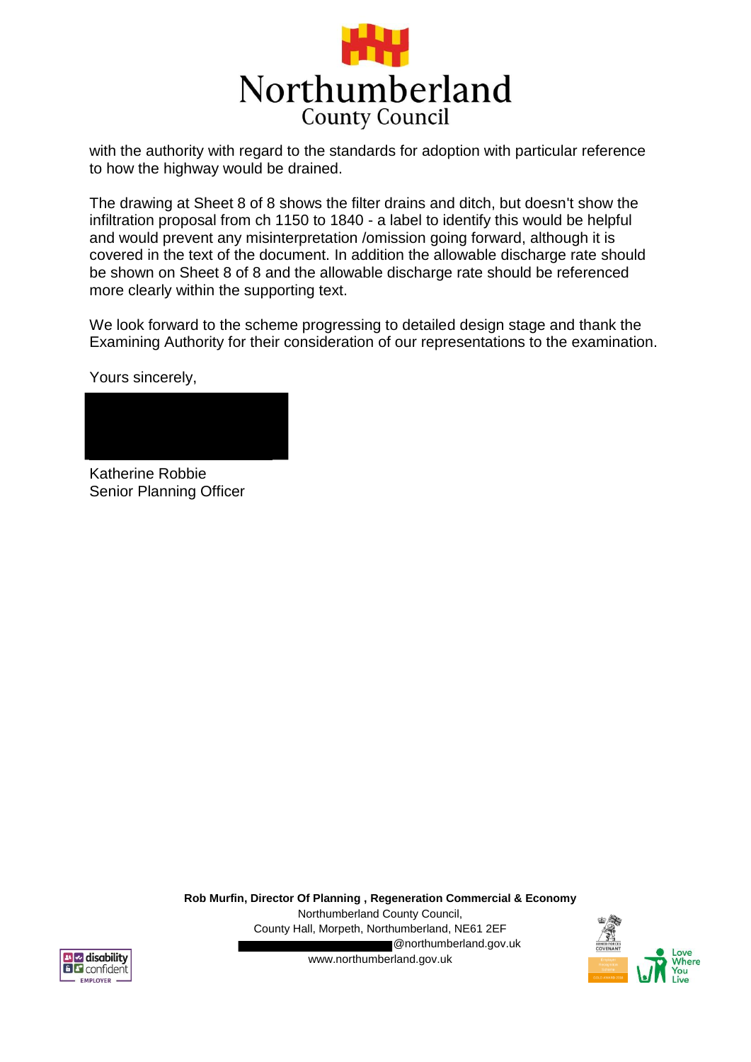with the authority with regard to the standards for adoption with particular reference to how the highway would be drained.

The drawing at Sheet 8 of 8 shows the filter drains and ditch, but doesn't show the infiltration proposal from ch 1150 to 1840 - a label to identify this would be helpful and would prevent any misinterpretation /omission going forward, although it is covered in the text of the document. In addition the allowable discharge rate should be shown on Sheet 8 of 8 and the allowable discharge rate should be referenced more clearly within the supporting text.

We look forward to the scheme progressing to detailed design stage and thank the Examining Authority for their consideration of our representations to the examination.

Yours sincerely,

Katherine Robbie
Senior Planning Officer

**Rob Murfin, Director Of Planning , Regeneration Commercial & Economy**
Northumberland County Council,
County Hall, Morpeth, Northumberland, NE61 2EF
@northumberland.gov.uk
www.northumberland.gov.uk